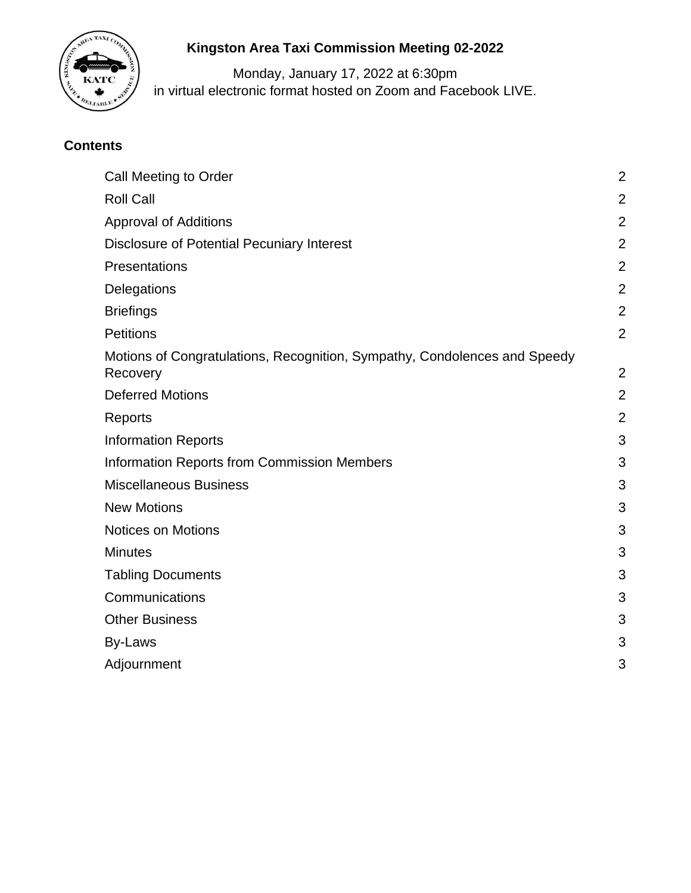# Kingston Area Taxi Commission Meeting 02-2022

Monday, January 17, 2022 at 6:30pm
in virtual electronic format hosted on Zoom and Facebook LIVE.

## Contents

| | |
|---|---|
| Call Meeting to Order | 2 |
| Roll Call | 2 |
| Approval of Additions | 2 |
| Disclosure of Potential Pecuniary Interest | 2 |
| Presentations | 2 |
| Delegations | 2 |
| Briefings | 2 |
| Petitions | 2 |
| Motions of Congratulations, Recognition, Sympathy, Condolences and Speedy Recovery | 2 |
| Deferred Motions | 2 |
| Reports | 2 |
| Information Reports | 3 |
| Information Reports from Commission Members | 3 |
| Miscellaneous Business | 3 |
| New Motions | 3 |
| Notices on Motions | 3 |
| Minutes | 3 |
| Tabling Documents | 3 |
| Communications | 3 |
| Other Business | 3 |
| By-Laws | 3 |
| Adjournment | 3 |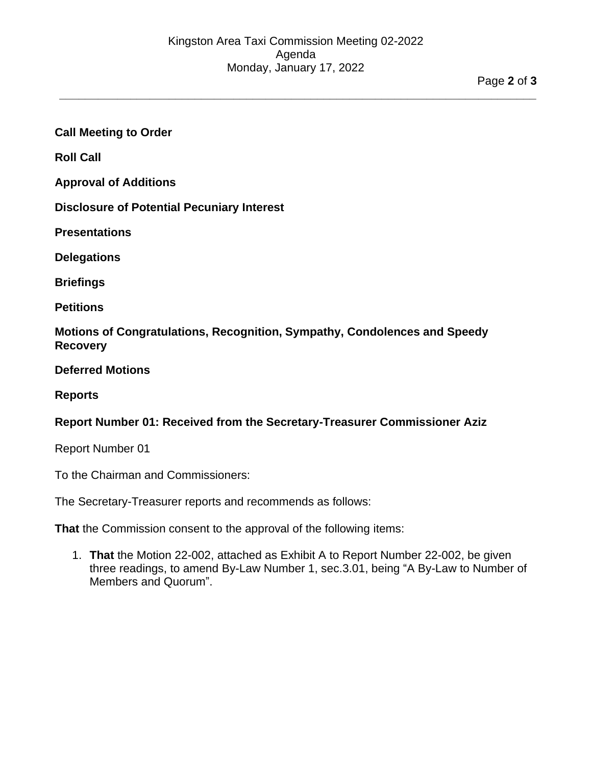**Call Meeting to Order**

**Roll Call**

**Approval of Additions**

**Disclosure of Potential Pecuniary Interest**

**Presentations**

**Delegations**

**Briefings**

**Petitions**

**Motions of Congratulations, Recognition, Sympathy, Condolences and Speedy Recovery**

**Deferred Motions**

**Reports**

**Report Number 01: Received from the Secretary-Treasurer Commissioner Aziz**

Report Number 01

To the Chairman and Commissioners:

The Secretary-Treasurer reports and recommends as follows:

**That** the Commission consent to the approval of the following items:

1. **That** the Motion 22-002, attached as Exhibit A to Report Number 22-002, be given three readings, to amend By-Law Number 1, sec.3.01, being "A By-Law to Number of Members and Quorum".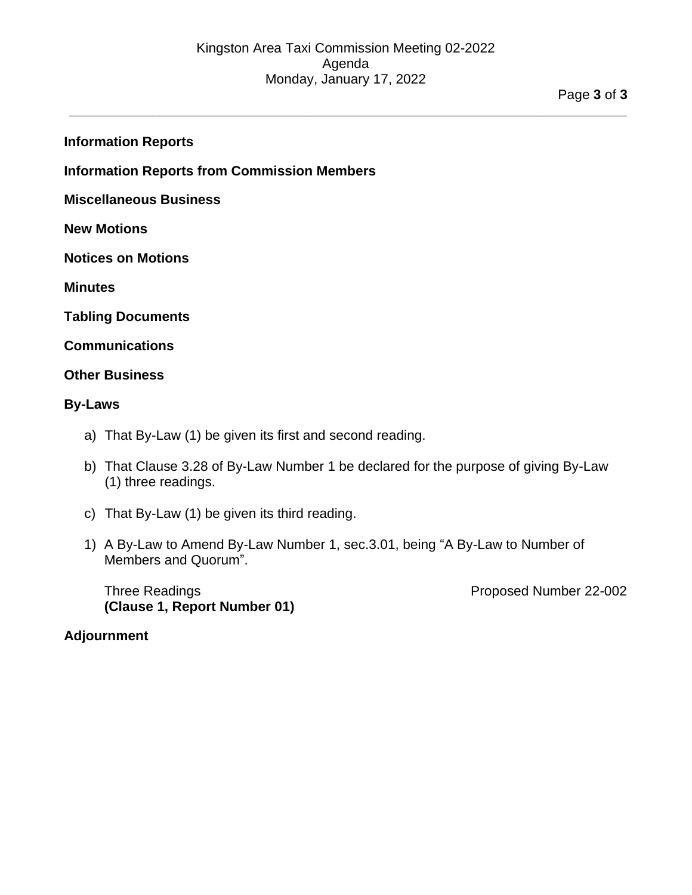**Information Reports**

**Information Reports from Commission Members**

**Miscellaneous Business**

**New Motions**

**Notices on Motions**

**Minutes**

**Tabling Documents**

**Communications**

**Other Business**

**By-Laws**

a) That By-Law (1) be given its first and second reading.

b) That Clause 3.28 of By-Law Number 1 be declared for the purpose of giving By-Law (1) three readings.

c) That By-Law (1) be given its third reading.

1) A By-Law to Amend By-Law Number 1, sec.3.01, being "A By-Law to Number of Members and Quorum".

   Three Readings — Proposed Number 22-002
   **(Clause 1, Report Number 01)**

**Adjournment**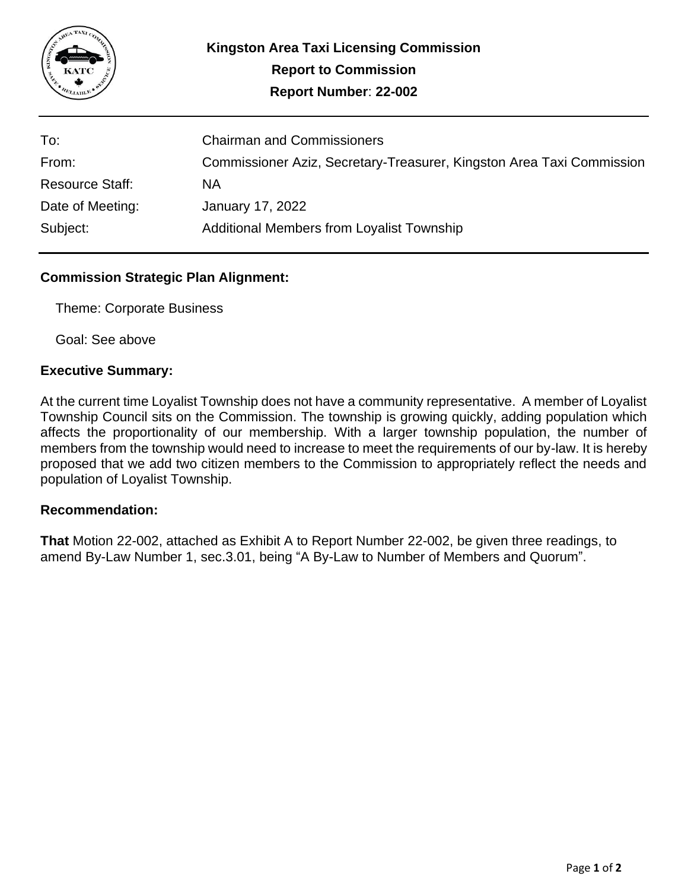**Kingston Area Taxi Licensing Commission**
**Report to Commission**
**Report Number**: **22-002**

| | |
|---|---|
| To: | Chairman and Commissioners |
| From: | Commissioner Aziz, Secretary-Treasurer, Kingston Area Taxi Commission |
| Resource Staff: | NA |
| Date of Meeting: | January 17, 2022 |
| Subject: | Additional Members from Loyalist Township |

## Commission Strategic Plan Alignment:

Theme: Corporate Business

Goal: See above

## Executive Summary:

At the current time Loyalist Township does not have a community representative. A member of Loyalist Township Council sits on the Commission. The township is growing quickly, adding population which affects the proportionality of our membership. With a larger township population, the number of members from the township would need to increase to meet the requirements of our by-law. It is hereby proposed that we add two citizen members to the Commission to appropriately reflect the needs and population of Loyalist Township.

## Recommendation:

**That** Motion 22-002, attached as Exhibit A to Report Number 22-002, be given three readings, to amend By-Law Number 1, sec.3.01, being "A By-Law to Number of Members and Quorum".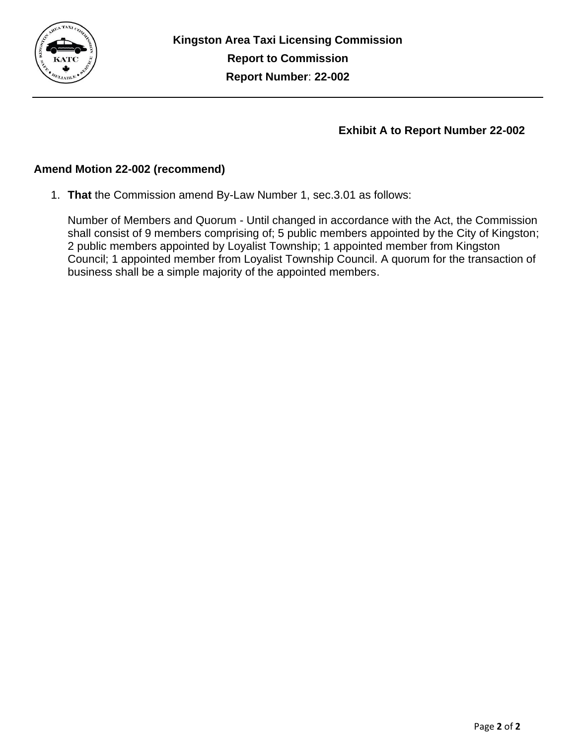**Kingston Area Taxi Licensing Commission**

**Report to Commission**

**Report Number**: **22-002**

**Exhibit A to Report Number 22-002**

## Amend Motion 22-002 (recommend)

1. **That** the Commission amend By-Law Number 1, sec.3.01 as follows:

   Number of Members and Quorum - Until changed in accordance with the Act, the Commission shall consist of 9 members comprising of; 5 public members appointed by the City of Kingston; 2 public members appointed by Loyalist Township; 1 appointed member from Kingston Council; 1 appointed member from Loyalist Township Council. A quorum for the transaction of business shall be a simple majority of the appointed members.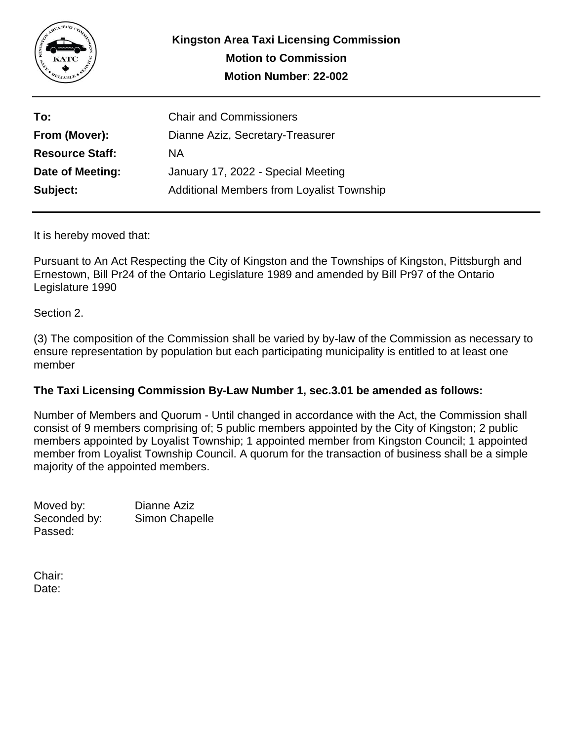**Kingston Area Taxi Licensing Commission**

**Motion to Commission**

**Motion Number**: **22-002**

| | |
|---|---|
| **To:** | Chair and Commissioners |
| **From (Mover):** | Dianne Aziz, Secretary-Treasurer |
| **Resource Staff:** | NA |
| **Date of Meeting:** | January 17, 2022 - Special Meeting |
| **Subject:** | Additional Members from Loyalist Township |

It is hereby moved that:

Pursuant to An Act Respecting the City of Kingston and the Townships of Kingston, Pittsburgh and Ernestown, Bill Pr24 of the Ontario Legislature 1989 and amended by Bill Pr97 of the Ontario Legislature 1990

Section 2.

(3) The composition of the Commission shall be varied by by-law of the Commission as necessary to ensure representation by population but each participating municipality is entitled to at least one member

**The Taxi Licensing Commission By-Law Number 1, sec.3.01 be amended as follows:**

Number of Members and Quorum - Until changed in accordance with the Act, the Commission shall consist of 9 members comprising of; 5 public members appointed by the City of Kingston; 2 public members appointed by Loyalist Township; 1 appointed member from Kingston Council; 1 appointed member from Loyalist Township Council. A quorum for the transaction of business shall be a simple majority of the appointed members.

Moved by: Dianne Aziz
Seconded by: Simon Chapelle
Passed:

Chair:
Date: